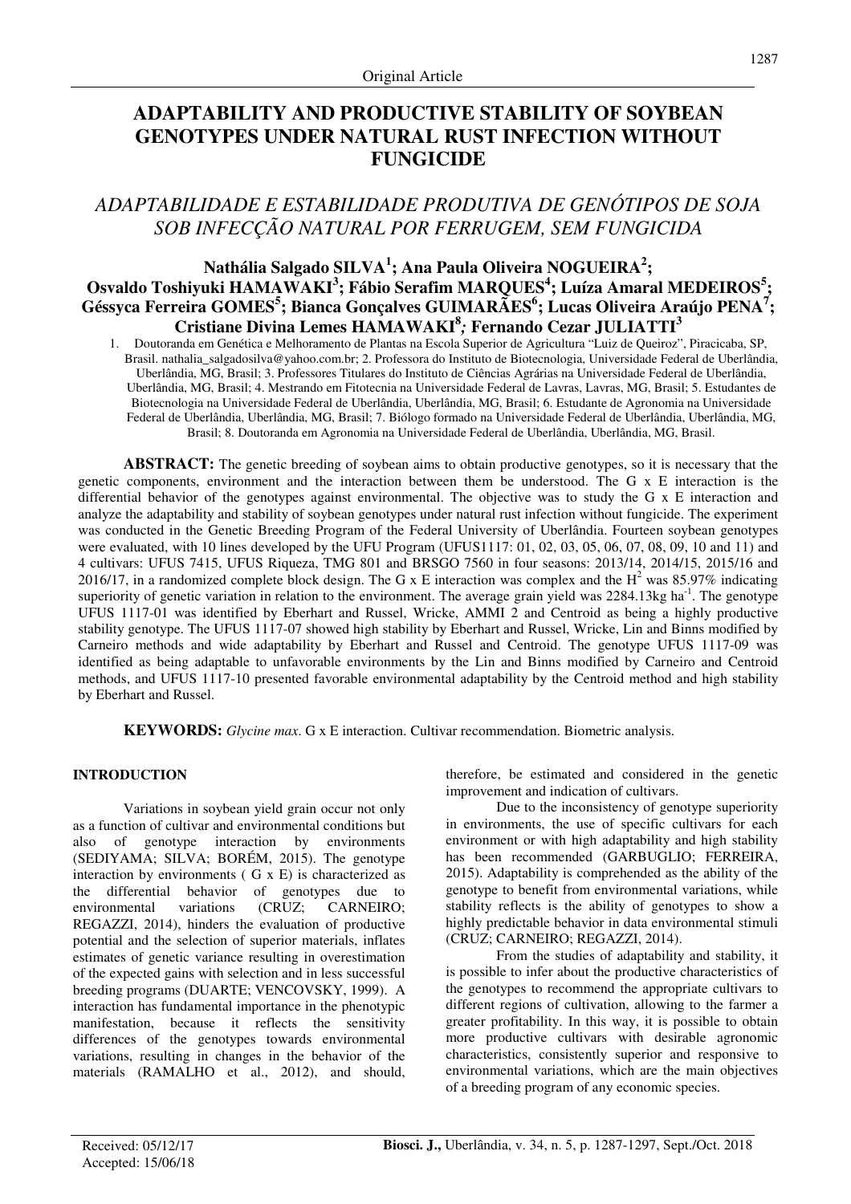Original Article

# ADAPTABILITY AND PRODUCTIVE STABILITY OF SOYBEAN GENOTYPES UNDER NATURAL RUST INFECTION WITHOUT FUNGICIDE

## *ADAPTABILIDADE E ESTABILIDADE PRODUTIVA DE GENÓTIPOS DE SOJA SOB INFECÇÃO NATURAL POR FERRUGEM, SEM FUNGICIDA*

**Nathália Salgado SILVA[1]; Ana Paula Oliveira NOGUEIRA[2]; Osvaldo Toshiyuki HAMAWAKI[3]; Fábio Serafim MARQUES[4]; Luíza Amaral MEDEIROS[5]; Géssyca Ferreira GOMES[5]; Bianca Gonçalves GUIMARÃES[6]; Lucas Oliveira Araújo PENA[7]; Cristiane Divina Lemes HAMAWAKI[8]; Fernando Cezar JULIATTI[3]**

1. Doutoranda em Genética e Melhoramento de Plantas na Escola Superior de Agricultura "Luiz de Queiroz", Piracicaba, SP, Brasil. nathalia_salgadosilva@yahoo.com.br; 2. Professora do Instituto de Biotecnologia, Universidade Federal de Uberlândia, Uberlândia, MG, Brasil; 3. Professores Titulares do Instituto de Ciências Agrárias na Universidade Federal de Uberlândia, Uberlândia, MG, Brasil; 4. Mestrando em Fitotecnia na Universidade Federal de Lavras, Lavras, MG, Brasil; 5. Estudantes de Biotecnologia na Universidade Federal de Uberlândia, Uberlândia, MG, Brasil; 6. Estudante de Agronomia na Universidade Federal de Uberlândia, Uberlândia, MG, Brasil; 7. Biólogo formado na Universidade Federal de Uberlândia, Uberlândia, MG, Brasil; 8. Doutoranda em Agronomia na Universidade Federal de Uberlândia, Uberlândia, MG, Brasil.

**ABSTRACT:** The genetic breeding of soybean aims to obtain productive genotypes, so it is necessary that the genetic components, environment and the interaction between them be understood. The G x E interaction is the differential behavior of the genotypes against environmental. The objective was to study the G x E interaction and analyze the adaptability and stability of soybean genotypes under natural rust infection without fungicide. The experiment was conducted in the Genetic Breeding Program of the Federal University of Uberlândia. Fourteen soybean genotypes were evaluated, with 10 lines developed by the UFU Program (UFUS1117: 01, 02, 03, 05, 06, 07, 08, 09, 10 and 11) and 4 cultivars: UFUS 7415, UFUS Riqueza, TMG 801 and BRSGO 7560 in four seasons: 2013/14, 2014/15, 2015/16 and 2016/17, in a randomized complete block design. The G x E interaction was complex and the $H^2$ was 85.97% indicating superiority of genetic variation in relation to the environment. The average grain yield was 2284.13kg ha$^{-1}$. The genotype UFUS 1117-01 was identified by Eberhart and Russel, Wricke, AMMI 2 and Centroid as being a highly productive stability genotype. The UFUS 1117-07 showed high stability by Eberhart and Russel, Wricke, Lin and Binns modified by Carneiro methods and wide adaptability by Eberhart and Russel and Centroid. The genotype UFUS 1117-09 was identified as being adaptable to unfavorable environments by the Lin and Binns modified by Carneiro and Centroid methods, and UFUS 1117-10 presented favorable environmental adaptability by the Centroid method and high stability by Eberhart and Russel.

**KEYWORDS:** *Glycine max*. G x E interaction. Cultivar recommendation. Biometric analysis.

## INTRODUCTION

Variations in soybean yield grain occur not only as a function of cultivar and environmental conditions but also of genotype interaction by environments (SEDIYAMA; SILVA; BORÉM, 2015). The genotype interaction by environments ( G x E) is characterized as the differential behavior of genotypes due to environmental variations (CRUZ; CARNEIRO; REGAZZI, 2014), hinders the evaluation of productive potential and the selection of superior materials, inflates estimates of genetic variance resulting in overestimation of the expected gains with selection and in less successful breeding programs (DUARTE; VENCOVSKY, 1999). A interaction has fundamental importance in the phenotypic manifestation, because it reflects the sensitivity differences of the genotypes towards environmental variations, resulting in changes in the behavior of the materials (RAMALHO et al., 2012), and should, therefore, be estimated and considered in the genetic improvement and indication of cultivars.

Due to the inconsistency of genotype superiority in environments, the use of specific cultivars for each environment or with high adaptability and high stability has been recommended (GARBUGLIO; FERREIRA, 2015). Adaptability is comprehended as the ability of the genotype to benefit from environmental variations, while stability reflects is the ability of genotypes to show a highly predictable behavior in data environmental stimuli (CRUZ; CARNEIRO; REGAZZI, 2014).

From the studies of adaptability and stability, it is possible to infer about the productive characteristics of the genotypes to recommend the appropriate cultivars to different regions of cultivation, allowing to the farmer a greater profitability. In this way, it is possible to obtain more productive cultivars with desirable agronomic characteristics, consistently superior and responsive to environmental variations, which are the main objectives of a breeding program of any economic species.

Received: 05/12/17
Accepted: 15/06/18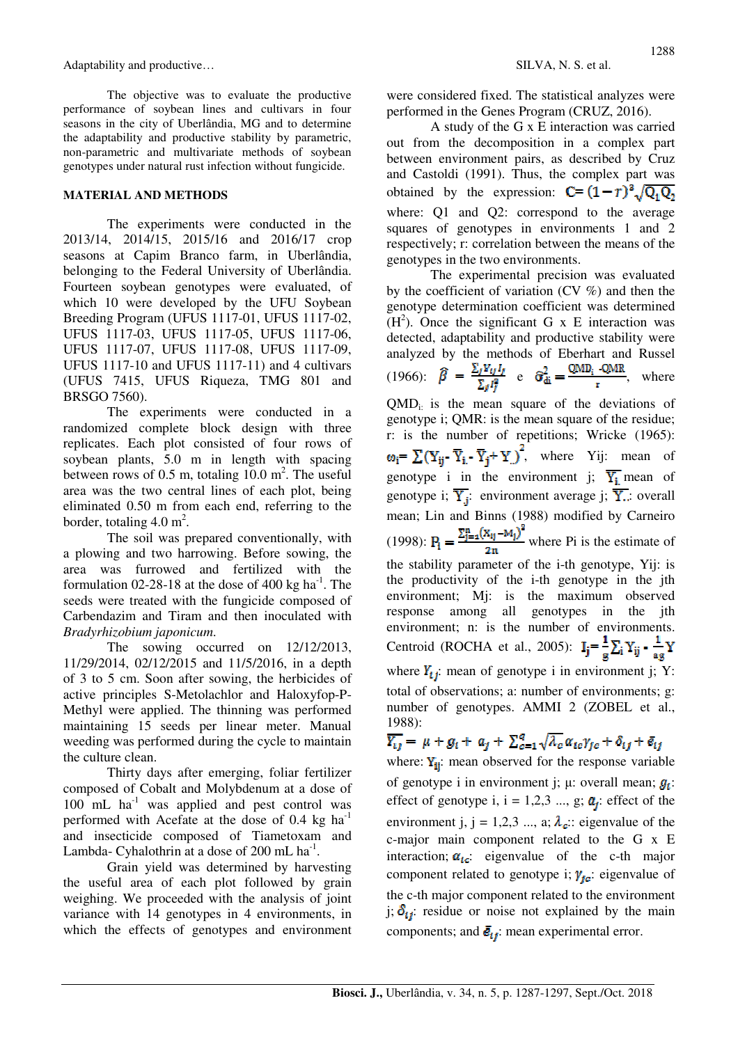The objective was to evaluate the productive performance of soybean lines and cultivars in four seasons in the city of Uberlândia, MG and to determine the adaptability and productive stability by parametric, non-parametric and multivariate methods of soybean genotypes under natural rust infection without fungicide.

## MATERIAL AND METHODS

The experiments were conducted in the 2013/14, 2014/15, 2015/16 and 2016/17 crop seasons at Capim Branco farm, in Uberlândia, belonging to the Federal University of Uberlândia. Fourteen soybean genotypes were evaluated, of which 10 were developed by the UFU Soybean Breeding Program (UFUS 1117-01, UFUS 1117-02, UFUS 1117-03, UFUS 1117-05, UFUS 1117-06, UFUS 1117-07, UFUS 1117-08, UFUS 1117-09, UFUS 1117-10 and UFUS 1117-11) and 4 cultivars (UFUS 7415, UFUS Riqueza, TMG 801 and BRSGO 7560).

The experiments were conducted in a randomized complete block design with three replicates. Each plot consisted of four rows of soybean plants, 5.0 m in length with spacing between rows of 0.5 m, totaling 10.0 $m^2$. The useful area was the two central lines of each plot, being eliminated 0.50 m from each end, referring to the border, totaling 4.0 $m^2$.

The soil was prepared conventionally, with a plowing and two harrowing. Before sowing, the area was furrowed and fertilized with the formulation 02-18-18 at the dose of 400 kg $ha^{-1}$. The seeds were treated with the fungicide composed of Carbendazim and Tiram and then inoculated with *Bradyrhizobium japonicum*.

The sowing occurred on 12/12/2013, 11/29/2014, 02/12/2015 and 11/5/2016, in a depth of 3 to 5 cm. Soon after sowing, the herbicides of active principles S-Metolachlor and Haloxyfop-P-Methyl were applied. The thinning was performed maintaining 15 seeds per linear meter. Manual weeding was performed during the cycle to maintain the culture clean.

Thirty days after emerging, foliar fertilizer composed of Cobalt and Molybdenum at a dose of 100 mL $ha^{-1}$ was applied and pest control was performed with Acefate at the dose of 0.4 kg $ha^{-1}$ and insecticide composed of Tiametoxam and Lambda- Cyhalothrin at a dose of 200 mL $ha^{-1}$.

Grain yield was determined by harvesting the useful area of each plot followed by grain weighing. We proceeded with the analysis of joint variance with 14 genotypes in 4 environments, in which the effects of genotypes and environment were considered fixed. The statistical analyses were performed in the Genes Program (CRUZ, 2016).

A study of the G x E interaction was carried out from the decomposition in a complex part between environment pairs, as described by Cruz and Castoldi (1991). Thus, the complex part was obtained by the expression: $C = (1 - r)^3 \sqrt{Q_1 Q_2}$ where: Q1 and Q2: correspond to the average squares of genotypes in environments 1 and 2 respectively; r: correlation between the means of the genotypes in the two environments.

The experimental precision was evaluated by the coefficient of variation (CV %) and then the genotype determination coefficient was determined ($H^2$). Once the significant G x E interaction was detected, adaptability and productive stability were analyzed by the methods of Eberhart and Russel (1966): $\hat{\beta} = \frac{\sum_j Y_{ij} I_j}{\sum_j I_j^2}$ e $\hat{\sigma}^2_{di} = \frac{QMD_i - QMR}{r}$, where $QMD_i$: is the mean square of the deviations of genotype i; QMR: is the mean square of the residue; r: is the number of repetitions; Wricke (1965): $\omega_i = \sum (Y_{ij} - \bar{Y}_{i.} - \bar{Y}_{.j} + \bar{Y}_{..})^2$, where Yij: mean of genotype i in the environment j; $\bar{Y}_{i.}$ mean of genotype i; $\bar{Y}_{.j}$: environment average j; $\bar{Y}_{..}$: overall mean; Lin and Binns (1988) modified by Carneiro (1998): $P_i = \frac{\sum_{j=1}^{n} (x_{ij} - M_j)^2}{2n}$ where Pi is the estimate of the stability parameter of the i-th genotype, Yij: is the productivity of the i-th genotype in the jth environment; Mj: is the maximum observed response among all genotypes in the jth environment; n: is the number of environments. Centroid (ROCHA et al., 2005): $I_j = \frac{1}{g} \sum_i Y_{ij} - \frac{1}{ag} Y$ where $Y_{ij}$: mean of genotype i in environment j; Y: total of observations; a: number of environments; g: number of genotypes. AMMI 2 (ZOBEL et al., 1988):

$$\bar{Y}_{ij} = \mu + g_i + a_j + \sum_{c=1}^{q} \sqrt{\lambda_c}\, \alpha_{ic} \gamma_{jc} + \delta_{ij} + \bar{e}_{ij}$$

where: $Y_{ij}$: mean observed for the response variable of genotype i in environment j; μ: overall mean; $g_i$: effect of genotype i, i = 1,2,3 ..., g; $a_j$: effect of the environment j, j = 1,2,3 ..., a; $\lambda_c$: eigenvalue of the c-major main component related to the G x E interaction; $\alpha_{ic}$: eigenvalue of the c-th major component related to genotype i; $\gamma_{jc}$: eigenvalue of the c-th major component related to the environment j; $\delta_{ij}$: residue or noise not explained by the main components; and $\bar{e}_{ij}$: mean experimental error.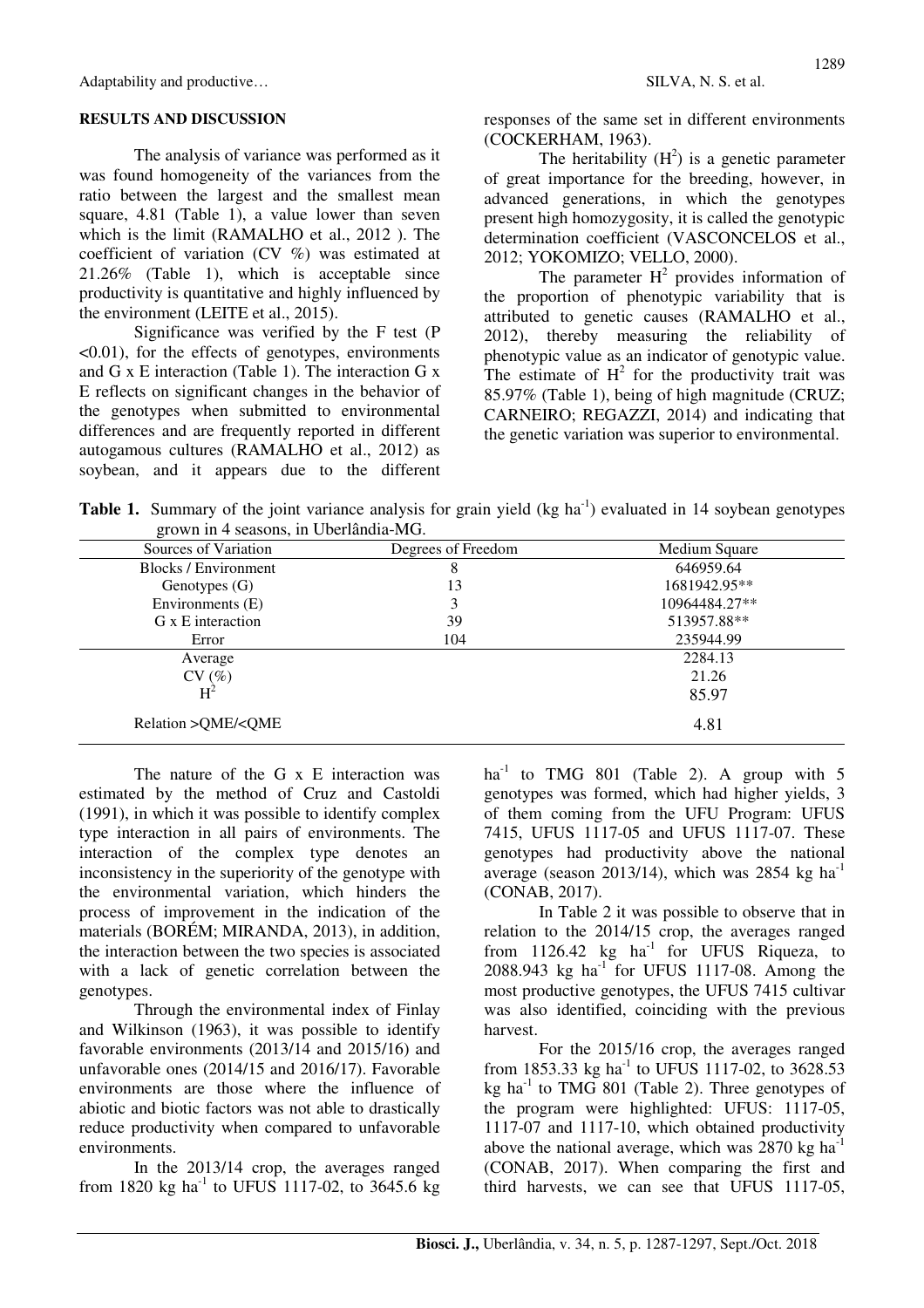## RESULTS AND DISCUSSION

The analysis of variance was performed as it was found homogeneity of the variances from the ratio between the largest and the smallest mean square, 4.81 (Table 1), a value lower than seven which is the limit (RAMALHO et al., 2012 ). The coefficient of variation (CV %) was estimated at 21.26% (Table 1), which is acceptable since productivity is quantitative and highly influenced by the environment (LEITE et al., 2015).

Significance was verified by the F test ($P < 0.01$), for the effects of genotypes, environments and G x E interaction (Table 1). The interaction G x E reflects on significant changes in the behavior of the genotypes when submitted to environmental differences and are frequently reported in different autogamous cultures (RAMALHO et al., 2012) as soybean, and it appears due to the different responses of the same set in different environments (COCKERHAM, 1963).

The heritability ($H^2$) is a genetic parameter of great importance for the breeding, however, in advanced generations, in which the genotypes present high homozygosity, it is called the genotypic determination coefficient (VASCONCELOS et al., 2012; YOKOMIZO; VELLO, 2000).

The parameter $H^2$ provides information of the proportion of phenotypic variability that is attributed to genetic causes (RAMALHO et al., 2012), thereby measuring the reliability of phenotypic value as an indicator of genotypic value. The estimate of $H^2$ for the productivity trait was 85.97% (Table 1), being of high magnitude (CRUZ; CARNEIRO; REGAZZI, 2014) and indicating that the genetic variation was superior to environmental.

**Table 1.** Summary of the joint variance analysis for grain yield (kg ha$^{-1}$) evaluated in 14 soybean genotypes grown in 4 seasons, in Uberlândia-MG.

| Sources of Variation | Degrees of Freedom | Medium Square |
|---|---|---|
| Blocks / Environment | 8 | 646959.64 |
| Genotypes (G) | 13 | 1681942.95** |
| Environments (E) | 3 | 10964484.27** |
| G x E interaction | 39 | 513957.88** |
| Error | 104 | 235944.99 |
| Average | | 2284.13 |
| CV (%) | | 21.26 |
| $H^2$ | | 85.97 |
| Relation >QME/<QME | | 4.81 |

The nature of the G x E interaction was estimated by the method of Cruz and Castoldi (1991), in which it was possible to identify complex type interaction in all pairs of environments. The interaction of the complex type denotes an inconsistency in the superiority of the genotype with the environmental variation, which hinders the process of improvement in the indication of the materials (BORÉM; MIRANDA, 2013), in addition, the interaction between the two species is associated with a lack of genetic correlation between the genotypes.

Through the environmental index of Finlay and Wilkinson (1963), it was possible to identify favorable environments (2013/14 and 2015/16) and unfavorable ones (2014/15 and 2016/17). Favorable environments are those where the influence of abiotic and biotic factors was not able to drastically reduce productivity when compared to unfavorable environments.

In the 2013/14 crop, the averages ranged from 1820 kg ha$^{-1}$ to UFUS 1117-02, to 3645.6 kg ha$^{-1}$ to TMG 801 (Table 2). A group with 5 genotypes was formed, which had higher yields, 3 of them coming from the UFU Program: UFUS 7415, UFUS 1117-05 and UFUS 1117-07. These genotypes had productivity above the national average (season 2013/14), which was 2854 kg ha$^{-1}$ (CONAB, 2017).

In Table 2 it was possible to observe that in relation to the 2014/15 crop, the averages ranged from 1126.42 kg ha$^{-1}$ for UFUS Riqueza, to 2088.943 kg ha$^{-1}$ for UFUS 1117-08. Among the most productive genotypes, the UFUS 7415 cultivar was also identified, coinciding with the previous harvest.

For the 2015/16 crop, the averages ranged from 1853.33 kg ha$^{-1}$ to UFUS 1117-02, to 3628.53 kg ha$^{-1}$ to TMG 801 (Table 2). Three genotypes of the program were highlighted: UFUS: 1117-05, 1117-07 and 1117-10, which obtained productivity above the national average, which was 2870 kg ha$^{-1}$ (CONAB, 2017). When comparing the first and third harvests, we can see that UFUS 1117-05,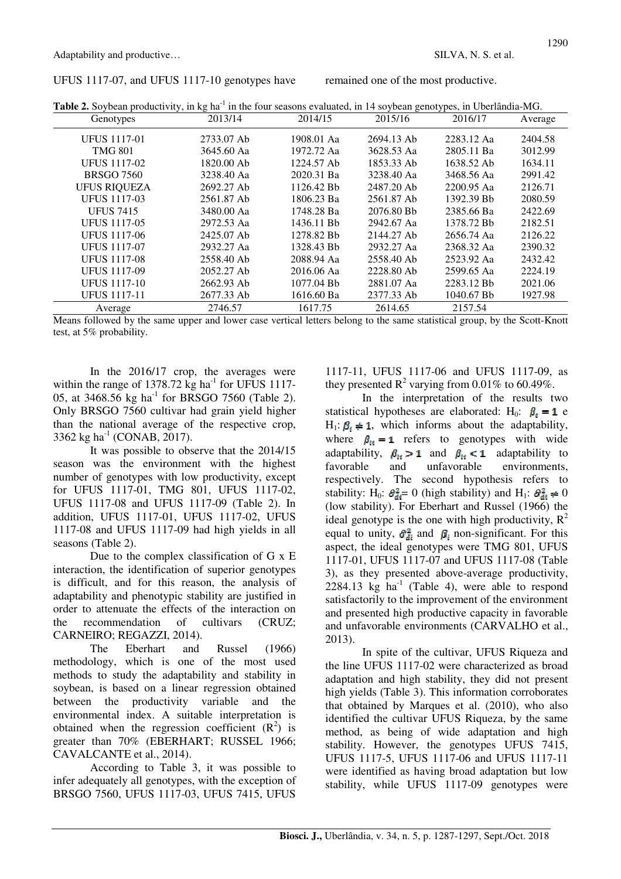UFUS 1117-07, and UFUS 1117-10 genotypes have remained one of the most productive.

**Table 2.** Soybean productivity, in kg ha$^{-1}$ in the four seasons evaluated, in 14 soybean genotypes, in Uberlândia-MG.

| Genotypes | 2013/14 | 2014/15 | 2015/16 | 2016/17 | Average |
|---|---|---|---|---|---|
| UFUS 1117-01 | 2733.07 Ab | 1908.01 Aa | 2694.13 Ab | 2283.12 Aa | 2404.58 |
| TMG 801 | 3645.60 Aa | 1972.72 Aa | 3628.53 Aa | 2805.11 Ba | 3012.99 |
| UFUS 1117-02 | 1820.00 Ab | 1224.57 Ab | 1853.33 Ab | 1638.52 Ab | 1634.11 |
| BRSGO 7560 | 3238.40 Aa | 2020.31 Ba | 3238.40 Aa | 3468.56 Aa | 2991.42 |
| UFUS RIQUEZA | 2692.27 Ab | 1126.42 Bb | 2487.20 Ab | 2200.95 Aa | 2126.71 |
| UFUS 1117-03 | 2561.87 Ab | 1806.23 Ba | 2561.87 Ab | 1392.39 Bb | 2080.59 |
| UFUS 7415 | 3480.00 Aa | 1748.28 Ba | 2076.80 Bb | 2385.66 Ba | 2422.69 |
| UFUS 1117-05 | 2972.53 Aa | 1436.11 Bb | 2942.67 Aa | 1378.72 Bb | 2182.51 |
| UFUS 1117-06 | 2425.07 Ab | 1278.82 Bb | 2144.27 Ab | 2656.74 Aa | 2126.22 |
| UFUS 1117-07 | 2932.27 Aa | 1328.43 Bb | 2932.27 Aa | 2368.32 Aa | 2390.32 |
| UFUS 1117-08 | 2558.40 Ab | 2088.94 Aa | 2558.40 Ab | 2523.92 Aa | 2432.42 |
| UFUS 1117-09 | 2052.27 Ab | 2016.06 Aa | 2228.80 Ab | 2599.65 Aa | 2224.19 |
| UFUS 1117-10 | 2662.93 Ab | 1077.04 Bb | 2881.07 Aa | 2283.12 Ba | 2021.06 |
| UFUS 1117-11 | 2677.33 Ab | 1616.60 Ba | 2377.33 Ab | 1040.67 Bb | 1927.98 |
| Average | 2746.57 | 1617.75 | 2614.65 | 2157.54 | |

Means followed by the same upper and lower case vertical letters belong to the same statistical group, by the Scott-Knott test, at 5% probability.

In the 2016/17 crop, the averages were within the range of 1378.72 kg ha$^{-1}$ for UFUS 1117-05, at 3468.56 kg ha$^{-1}$ for BRSGO 7560 (Table 2). Only BRSGO 7560 cultivar had grain yield higher than the national average of the respective crop, 3362 kg ha$^{-1}$ (CONAB, 2017).

It was possible to observe that the 2014/15 season was the environment with the highest number of genotypes with low productivity, except for UFUS 1117-01, TMG 801, UFUS 1117-02, UFUS 1117-08 and UFUS 1117-09 (Table 2). In addition, UFUS 1117-01, UFUS 1117-02, UFUS 1117-08 and UFUS 1117-09 had high yields in all seasons (Table 2).

Due to the complex classification of G x E interaction, the identification of superior genotypes is difficult, and for this reason, the analysis of adaptability and phenotypic stability are justified in order to attenuate the effects of the interaction on the recommendation of cultivars (CRUZ; CARNEIRO; REGAZZI, 2014).

The Eberhart and Russel (1966) methodology, which is one of the most used methods to study the adaptability and stability in soybean, is based on a linear regression obtained between the productivity variable and the environmental index. A suitable interpretation is obtained when the regression coefficient ($R^2$) is greater than 70% (EBERHART; RUSSEL 1966; CAVALCANTE et al., 2014).

According to Table 3, it was possible to infer adequately all genotypes, with the exception of BRSGO 7560, UFUS 1117-03, UFUS 7415, UFUS 1117-11, UFUS 1117-06 and UFUS 1117-09, as they presented $R^2$ varying from 0.01% to 60.49%.

In the interpretation of the results two statistical hypotheses are elaborated: $H_0$: $\beta_i = 1$ e $H_1$: $\beta_i \neq 1$, which informs about the adaptability, where $\beta_{1i} = 1$ refers to genotypes with wide adaptability, $\beta_{1i} > 1$ and $\beta_{1i} < 1$ adaptability to favorable and unfavorable environments, respectively. The second hypothesis refers to stability: $H_0$: $\hat{\sigma}^2_{di} = 0$ (high stability) and $H_1$: $\hat{\sigma}^2_{di} \neq 0$ (low stability). For Eberhart and Russel (1966) the ideal genotype is the one with high productivity, $R^2$ equal to unity, $\hat{\sigma}^2_{di}$ and $\beta_i$ non-significant. For this aspect, the ideal genotypes were TMG 801, UFUS 1117-01, UFUS 1117-07 and UFUS 1117-08 (Table 3), as they presented above-average productivity, 2284.13 kg ha$^{-1}$ (Table 4), were able to respond satisfactorily to the improvement of the environment and presented high productive capacity in favorable and unfavorable environments (CARVALHO et al., 2013).

In spite of the cultivar, UFUS Riqueza and the line UFUS 1117-02 were characterized as broad adaptation and high stability, they did not present high yields (Table 3). This information corroborates that obtained by Marques et al. (2010), who also identified the cultivar UFUS Riqueza, by the same method, as being of wide adaptation and high stability. However, the genotypes UFUS 7415, UFUS 1117-5, UFUS 1117-06 and UFUS 1117-11 were identified as having broad adaptation but low stability, while UFUS 1117-09 genotypes were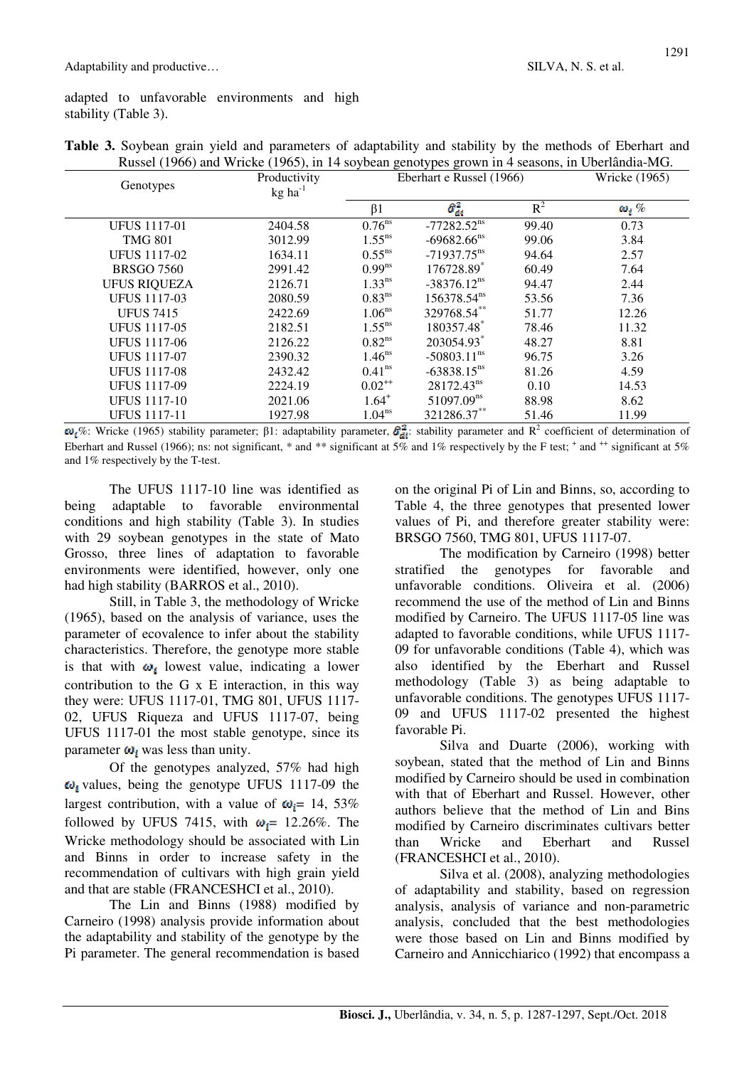adapted to unfavorable environments and high stability (Table 3).

**Table 3.** Soybean grain yield and parameters of adaptability and stability by the methods of Eberhart and Russel (1966) and Wricke (1965), in 14 soybean genotypes grown in 4 seasons, in Uberlândia-MG.

| Genotypes | Productivity kg ha$^{-1}$ | Eberhart e Russel (1966) | | | Wricke (1965) |
|---|---|---|---|---|---|
| | | β1 | $\hat{\sigma}^2_{di}$ | $R^2$ | $\omega_i$ % |
| UFUS 1117-01 | 2404.58 | 0.76$^{ns}$ | -77282.52$^{ns}$ | 99.40 | 0.73 |
| TMG 801 | 3012.99 | 1.55$^{ns}$ | -69682.66$^{ns}$ | 99.06 | 3.84 |
| UFUS 1117-02 | 1634.11 | 0.55$^{ns}$ | -71937.75$^{ns}$ | 94.64 | 2.57 |
| BRSGO 7560 | 2991.42 | 0.99$^{ns}$ | 176728.89$^{*}$ | 60.49 | 7.64 |
| UFUS RIQUEZA | 2126.71 | 1.33$^{ns}$ | -38376.12$^{ns}$ | 94.47 | 2.44 |
| UFUS 1117-03 | 2080.59 | 0.83$^{ns}$ | 156378.54$^{ns}$ | 53.56 | 7.36 |
| UFUS 7415 | 2422.69 | 1.06$^{ns}$ | 329768.54$^{**}$ | 51.77 | 12.26 |
| UFUS 1117-05 | 2182.51 | 1.55$^{ns}$ | 180357.48$^{*}$ | 78.46 | 11.32 |
| UFUS 1117-06 | 2126.22 | 0.82$^{ns}$ | 203054.93$^{*}$ | 48.27 | 8.81 |
| UFUS 1117-07 | 2390.32 | 1.46$^{ns}$ | -50803.11$^{ns}$ | 96.75 | 3.26 |
| UFUS 1117-08 | 2432.42 | 0.41$^{ns}$ | -63838.15$^{ns}$ | 81.26 | 4.59 |
| UFUS 1117-09 | 2224.19 | 0.02$^{++}$ | 28172.43$^{ns}$ | 0.10 | 14.53 |
| UFUS 1117-10 | 2021.06 | 1.64$^{+}$ | 51097.09$^{ns}$ | 88.98 | 8.62 |
| UFUS 1117-11 | 1927.98 | 1.04$^{ns}$ | 321286.37$^{**}$ | 51.46 | 11.99 |

$\omega_i$%: Wricke (1965) stability parameter; β1: adaptability parameter, $\hat{\sigma}^2_{di}$: stability parameter and $R^2$ coefficient of determination of Eberhart and Russel (1966); ns: not significant, * and ** significant at 5% and 1% respectively by the F test; + and ++ significant at 5% and 1% respectively by the T-test.

The UFUS 1117-10 line was identified as being adaptable to favorable environmental conditions and high stability (Table 3). In studies with 29 soybean genotypes in the state of Mato Grosso, three lines of adaptation to favorable environments were identified, however, only one had high stability (BARROS et al., 2010).

Still, in Table 3, the methodology of Wricke (1965), based on the analysis of variance, uses the parameter of ecovalence to infer about the stability characteristics. Therefore, the genotype more stable is that with $\omega_i$ lowest value, indicating a lower contribution to the G x E interaction, in this way they were: UFUS 1117-01, TMG 801, UFUS 1117-02, UFUS Riqueza and UFUS 1117-07, being UFUS 1117-01 the most stable genotype, since its parameter $\omega_i$ was less than unity.

Of the genotypes analyzed, 57% had high $\omega_i$ values, being the genotype UFUS 1117-09 the largest contribution, with a value of $\omega_i$= 14, 53% followed by UFUS 7415, with $\omega_i$= 12.26%. The Wricke methodology should be associated with Lin and Binns in order to increase safety in the recommendation of cultivars with high grain yield and that are stable (FRANCESHCI et al., 2010).

The Lin and Binns (1988) modified by Carneiro (1998) analysis provide information about the adaptability and stability of the genotype by the Pi parameter. The general recommendation is based on the original Pi of Lin and Binns, so, according to Table 4, the three genotypes that presented lower values of Pi, and therefore greater stability were: BRSGO 7560, TMG 801, UFUS 1117-07.

The modification by Carneiro (1998) better stratified the genotypes for favorable and unfavorable conditions. Oliveira et al. (2006) recommend the use of the method of Lin and Binns modified by Carneiro. The UFUS 1117-05 line was adapted to favorable conditions, while UFUS 1117-09 for unfavorable conditions (Table 4), which was also identified by the Eberhart and Russel methodology (Table 3) as being adaptable to unfavorable conditions. The genotypes UFUS 1117-09 and UFUS 1117-02 presented the highest favorable Pi.

Silva and Duarte (2006), working with soybean, stated that the method of Lin and Binns modified by Carneiro should be used in combination with that of Eberhart and Russel. However, other authors believe that the method of Lin and Bins modified by Carneiro discriminates cultivars better than Wricke and Eberhart and Russel (FRANCESCHI et al., 2010).

Silva et al. (2008), analyzing methodologies of adaptability and stability, based on regression analysis, analysis of variance and non-parametric analysis, concluded that the best methodologies were those based on Lin and Binns modified by Carneiro and Annicchiarico (1992) that encompass a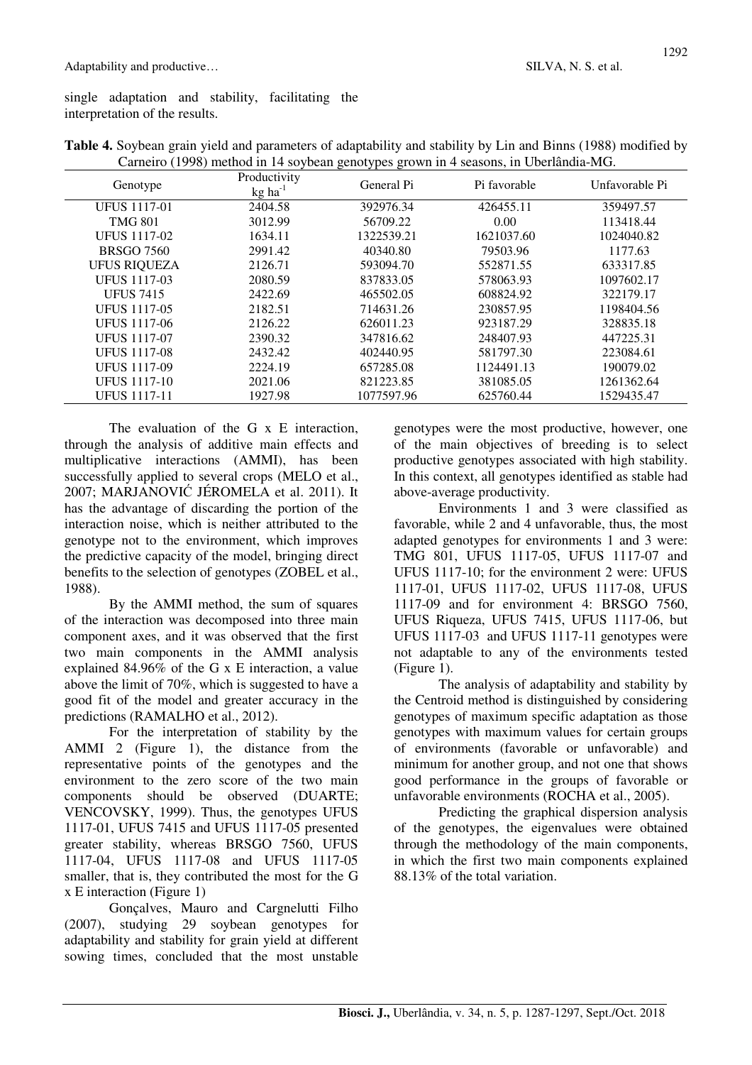single adaptation and stability, facilitating the interpretation of the results.

**Table 4.** Soybean grain yield and parameters of adaptability and stability by Lin and Binns (1988) modified by Carneiro (1998) method in 14 soybean genotypes grown in 4 seasons, in Uberlândia-MG.

| Genotype | Productivity kg ha$^{-1}$ | General Pi | Pi favorable | Unfavorable Pi |
|---|---|---|---|---|
| UFUS 1117-01 | 2404.58 | 392976.34 | 426455.11 | 359497.57 |
| TMG 801 | 3012.99 | 56709.22 | 0.00 | 113418.44 |
| UFUS 1117-02 | 1634.11 | 1322539.21 | 1621037.60 | 1024040.82 |
| BRSGO 7560 | 2991.42 | 40340.80 | 79503.96 | 1177.63 |
| UFUS RIQUEZA | 2126.71 | 593094.70 | 552871.55 | 633317.85 |
| UFUS 1117-03 | 2080.59 | 837833.05 | 578063.93 | 1097602.17 |
| UFUS 7415 | 2422.69 | 465502.05 | 608824.92 | 322179.17 |
| UFUS 1117-05 | 2182.51 | 714631.26 | 230857.95 | 1198404.56 |
| UFUS 1117-06 | 2126.22 | 626011.23 | 923187.29 | 328835.18 |
| UFUS 1117-07 | 2390.32 | 347816.62 | 248407.93 | 447225.31 |
| UFUS 1117-08 | 2432.42 | 402440.95 | 581797.30 | 223084.61 |
| UFUS 1117-09 | 2224.19 | 657285.08 | 1124491.13 | 190079.02 |
| UFUS 1117-10 | 2021.06 | 821223.85 | 381085.05 | 1261362.64 |
| UFUS 1117-11 | 1927.98 | 1077597.96 | 625760.44 | 1529435.47 |

The evaluation of the G x E interaction, through the analysis of additive main effects and multiplicative interactions (AMMI), has been successfully applied to several crops (MELO et al., 2007; MARJANOVIĆ JÉROMELA et al. 2011). It has the advantage of discarding the portion of the interaction noise, which is neither attributed to the genotype not to the environment, which improves the predictive capacity of the model, bringing direct benefits to the selection of genotypes (ZOBEL et al., 1988).

By the AMMI method, the sum of squares of the interaction was decomposed into three main component axes, and it was observed that the first two main components in the AMMI analysis explained 84.96% of the G x E interaction, a value above the limit of 70%, which is suggested to have a good fit of the model and greater accuracy in the predictions (RAMALHO et al., 2012).

For the interpretation of stability by the AMMI 2 (Figure 1), the distance from the representative points of the genotypes and the environment to the zero score of the two main components should be observed (DUARTE; VENCOVSKY, 1999). Thus, the genotypes UFUS 1117-01, UFUS 7415 and UFUS 1117-05 presented greater stability, whereas BRSGO 7560, UFUS 1117-04, UFUS 1117-08 and UFUS 1117-05 smaller, that is, they contributed the most for the G x E interaction (Figure 1)

Gonçalves, Mauro and Cargnelutti Filho (2007), studying 29 soybean genotypes for adaptability and stability for grain yield at different sowing times, concluded that the most unstable genotypes were the most productive, however, one of the main objectives of breeding is to select productive genotypes associated with high stability. In this context, all genotypes identified as stable had above-average productivity.

Environments 1 and 3 were classified as favorable, while 2 and 4 unfavorable, thus, the most adapted genotypes for environments 1 and 3 were: TMG 801, UFUS 1117-05, UFUS 1117-07 and UFUS 1117-10; for the environment 2 were: UFUS 1117-01, UFUS 1117-02, UFUS 1117-08, UFUS 1117-09 and for environment 4: BRSGO 7560, UFUS Riqueza, UFUS 7415, UFUS 1117-06, but UFUS 1117-03 and UFUS 1117-11 genotypes were not adaptable to any of the environments tested (Figure 1).

The analysis of adaptability and stability by the Centroid method is distinguished by considering genotypes of maximum specific adaptation as those genotypes with maximum values for certain groups of environments (favorable or unfavorable) and minimum for another group, and not one that shows good performance in the groups of favorable or unfavorable environments (ROCHA et al., 2005).

Predicting the graphical dispersion analysis of the genotypes, the eigenvalues were obtained through the methodology of the main components, in which the first two main components explained 88.13% of the total variation.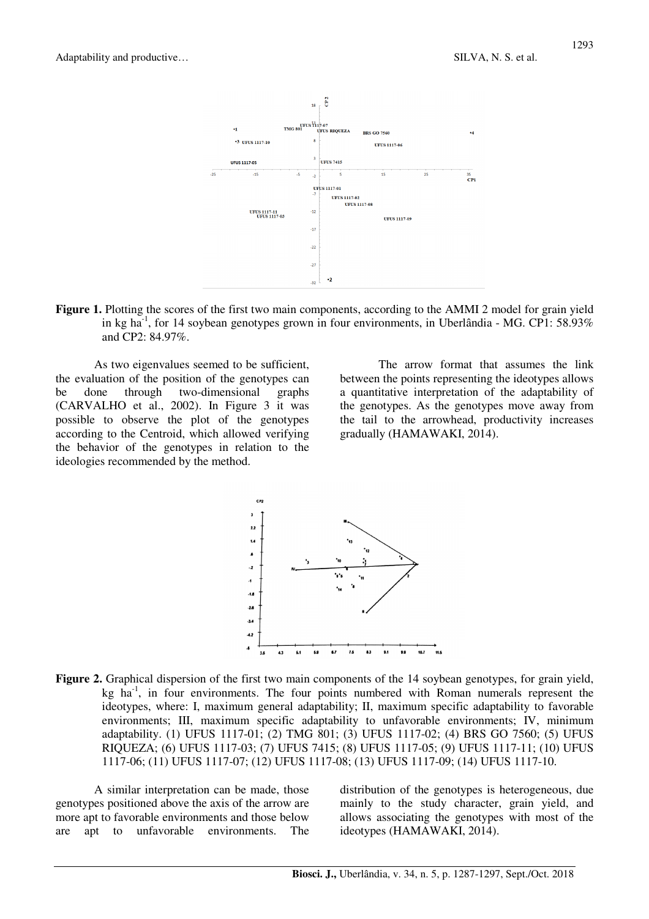**Figure 1.** Plotting the scores of the first two main components, according to the AMMI 2 model for grain yield in kg ha$^{-1}$, for 14 soybean genotypes grown in four environments, in Uberlândia - MG. CP1: 58.93% and CP2: 84.97%.

As two eigenvalues seemed to be sufficient, the evaluation of the position of the genotypes can be done through two-dimensional graphs (CARVALHO et al., 2002). In Figure 3 it was possible to observe the plot of the genotypes according to the Centroid, which allowed verifying the behavior of the genotypes in relation to the ideologies recommended by the method.

The arrow format that assumes the link between the points representing the ideotypes allows a quantitative interpretation of the adaptability of the genotypes. As the genotypes move away from the tail to the arrowhead, productivity increases gradually (HAMAWAKI, 2014).

**Figure 2.** Graphical dispersion of the first two main components of the 14 soybean genotypes, for grain yield, kg ha$^{-1}$, in four environments. The four points numbered with Roman numerals represent the ideotypes, where: I, maximum general adaptability; II, maximum specific adaptability to favorable environments; III, maximum specific adaptability to unfavorable environments; IV, minimum adaptability. (1) UFUS 1117-01; (2) TMG 801; (3) UFUS 1117-02; (4) BRS GO 7560; (5) UFUS RIQUEZA; (6) UFUS 1117-03; (7) UFUS 7415; (8) UFUS 1117-05; (9) UFUS 1117-11; (10) UFUS 1117-06; (11) UFUS 1117-07; (12) UFUS 1117-08; (13) UFUS 1117-09; (14) UFUS 1117-10.

A similar interpretation can be made, those genotypes positioned above the axis of the arrow are more apt to favorable environments and those below are apt to unfavorable environments. The distribution of the genotypes is heterogeneous, due mainly to the study character, grain yield, and allows associating the genotypes with most of the ideotypes (HAMAWAKI, 2014).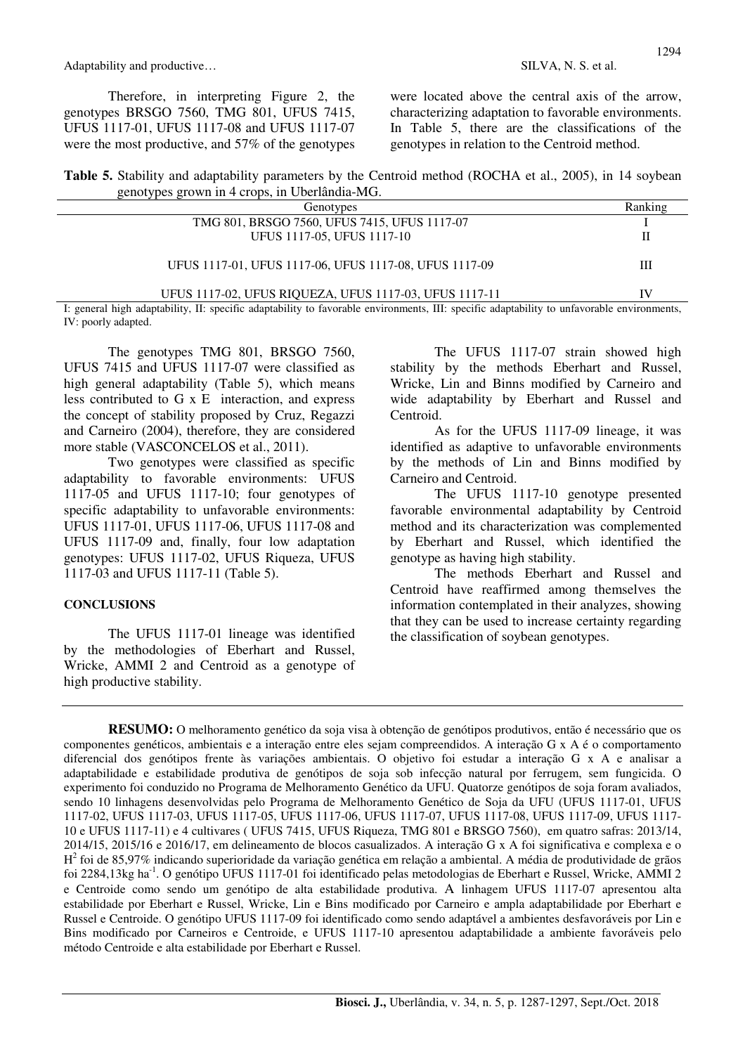Therefore, in interpreting Figure 2, the genotypes BRSGO 7560, TMG 801, UFUS 7415, UFUS 1117-01, UFUS 1117-08 and UFUS 1117-07 were the most productive, and 57% of the genotypes were located above the central axis of the arrow, characterizing adaptation to favorable environments. In Table 5, there are the classifications of the genotypes in relation to the Centroid method.

**Table 5.** Stability and adaptability parameters by the Centroid method (ROCHA et al., 2005), in 14 soybean genotypes grown in 4 crops, in Uberlândia-MG.

| Genotypes | Ranking |
|---|---|
| TMG 801, BRSGO 7560, UFUS 7415, UFUS 1117-07 | I |
| UFUS 1117-05, UFUS 1117-10 | II |
| UFUS 1117-01, UFUS 1117-06, UFUS 1117-08, UFUS 1117-09 | III |
| UFUS 1117-02, UFUS RIQUEZA, UFUS 1117-03, UFUS 1117-11 | IV |

I: general high adaptability, II: specific adaptability to favorable environments, III: specific adaptability to unfavorable environments, IV: poorly adapted.

The genotypes TMG 801, BRSGO 7560, UFUS 7415 and UFUS 1117-07 were classified as high general adaptability (Table 5), which means less contributed to G x E interaction, and express the concept of stability proposed by Cruz, Regazzi and Carneiro (2004), therefore, they are considered more stable (VASCONCELOS et al., 2011).

Two genotypes were classified as specific adaptability to favorable environments: UFUS 1117-05 and UFUS 1117-10; four genotypes of specific adaptability to unfavorable environments: UFUS 1117-01, UFUS 1117-06, UFUS 1117-08 and UFUS 1117-09 and, finally, four low adaptation genotypes: UFUS 1117-02, UFUS Riqueza, UFUS 1117-03 and UFUS 1117-11 (Table 5).

## CONCLUSIONS

The UFUS 1117-01 lineage was identified by the methodologies of Eberhart and Russel, Wricke, AMMI 2 and Centroid as a genotype of high productive stability.

The UFUS 1117-07 strain showed high stability by the methods Eberhart and Russel, Wricke, Lin and Binns modified by Carneiro and wide adaptability by Eberhart and Russel and Centroid.

As for the UFUS 1117-09 lineage, it was identified as adaptive to unfavorable environments by the methods of Lin and Binns modified by Carneiro and Centroid.

The UFUS 1117-10 genotype presented favorable environmental adaptability by Centroid method and its characterization was complemented by Eberhart and Russel, which identified the genotype as having high stability.

The methods Eberhart and Russel and Centroid have reaffirmed among themselves the information contemplated in their analyzes, showing that they can be used to increase certainty regarding the classification of soybean genotypes.

**RESUMO:** O melhoramento genético da soja visa à obtenção de genótipos produtivos, então é necessário que os componentes genéticos, ambientais e a interação entre eles sejam compreendidos. A interação G x A é o comportamento diferencial dos genótipos frente às variações ambientais. O objetivo foi estudar a interação G x A e analisar a adaptabilidade e estabilidade produtiva de genótipos de soja sob infecção natural por ferrugem, sem fungicida. O experimento foi conduzido no Programa de Melhoramento Genético da UFU. Quatorze genótipos de soja foram avaliados, sendo 10 linhagens desenvolvidas pelo Programa de Melhoramento Genético de Soja da UFU (UFUS 1117-01, UFUS 1117-02, UFUS 1117-03, UFUS 1117-05, UFUS 1117-06, UFUS 1117-07, UFUS 1117-08, UFUS 1117-09, UFUS 1117-10 e UFUS 1117-11) e 4 cultivares ( UFUS 7415, UFUS Riqueza, TMG 801 e BRSGO 7560), em quatro safras: 2013/14, 2014/15, 2015/16 e 2016/17, em delineamento de blocos casualizados. A interação G x A foi significativa e complexa e o $H^2$ foi de 85,97% indicando superioridade da variação genética em relação a ambiental. A média de produtividade de grãos foi 2284,13kg $ha^{-1}$. O genótipo UFUS 1117-01 foi identificado pelas metodologias de Eberhart e Russel, Wricke, AMMI 2 e Centroide como sendo um genótipo de alta estabilidade produtiva. A linhagem UFUS 1117-07 apresentou alta estabilidade por Eberhart e Russel, Wricke, Lin e Bins modificado por Carneiro e ampla adaptabilidade por Eberhart e Russel e Centroide. O genótipo UFUS 1117-09 foi identificado como sendo adaptável a ambientes desfavoráveis por Lin e Bins modificado por Carneiros e Centroide, e UFUS 1117-10 apresentou adaptabilidade a ambiente favoráveis pelo método Centroide e alta estabilidade por Eberhart e Russel.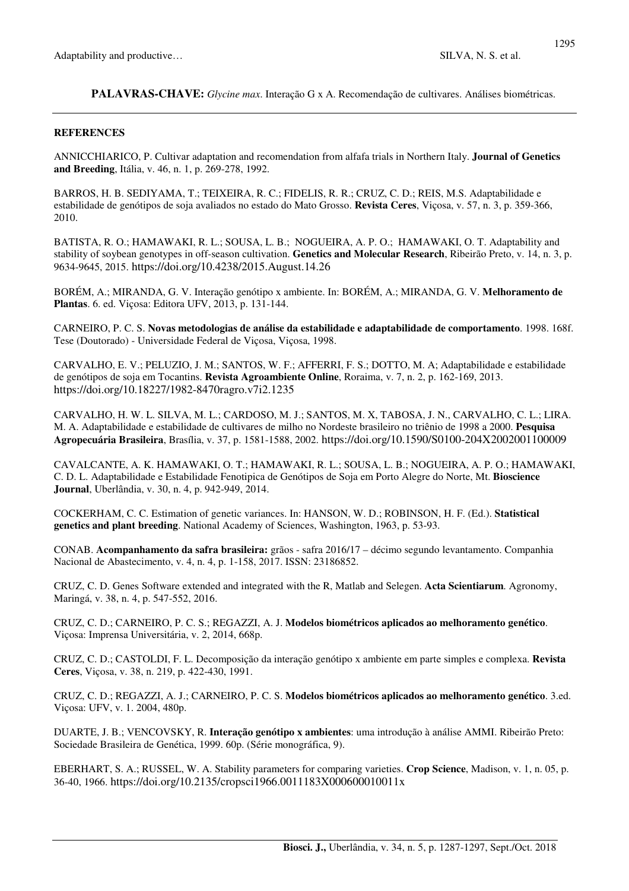**PALAVRAS-CHAVE:** *Glycine max*. Interação G x A. Recomendação de cultivares. Análises biométricas.

---

**REFERENCES**

ANNICCHIARICO, P. Cultivar adaptation and recomendation from alfafa trials in Northern Italy. **Journal of Genetics and Breeding**, Itália, v. 46, n. 1, p. 269-278, 1992.

BARROS, H. B. SEDIYAMA, T.; TEIXEIRA, R. C.; FIDELIS, R. R.; CRUZ, C. D.; REIS, M.S. Adaptabilidade e estabilidade de genótipos de soja avaliados no estado do Mato Grosso. **Revista Ceres**, Viçosa, v. 57, n. 3, p. 359-366, 2010.

BATISTA, R. O.; HAMAWAKI, R. L.; SOUSA, L. B.; NOGUEIRA, A. P. O.; HAMAWAKI, O. T. Adaptability and stability of soybean genotypes in off-season cultivation. **Genetics and Molecular Research**, Ribeirão Preto, v. 14, n. 3, p. 9634-9645, 2015. https://doi.org/10.4238/2015.August.14.26

BORÉM, A.; MIRANDA, G. V. Interação genótipo x ambiente. In: BORÉM, A.; MIRANDA, G. V. **Melhoramento de Plantas**. 6. ed. Viçosa: Editora UFV, 2013, p. 131-144.

CARNEIRO, P. C. S. **Novas metodologias de análise da estabilidade e adaptabilidade de comportamento**. 1998. 168f. Tese (Doutorado) - Universidade Federal de Viçosa, Viçosa, 1998.

CARVALHO, E. V.; PELUZIO, J. M.; SANTOS, W. F.; AFFERRI, F. S.; DOTTO, M. A; Adaptabilidade e estabilidade de genótipos de soja em Tocantins. **Revista Agroambiente Online**, Roraima, v. 7, n. 2, p. 162-169, 2013. https://doi.org/10.18227/1982-8470ragro.v7i2.1235

CARVALHO, H. W. L. SILVA, M. L.; CARDOSO, M. J.; SANTOS, M. X, TABOSA, J. N., CARVALHO, C. L.; LIRA. M. A. Adaptabilidade e estabilidade de cultivares de milho no Nordeste brasileiro no triênio de 1998 a 2000. **Pesquisa Agropecuária Brasileira**, Brasília, v. 37, p. 1581-1588, 2002. https://doi.org/10.1590/S0100-204X2002001100009

CAVALCANTE, A. K. HAMAWAKI, O. T.; HAMAWAKI, R. L.; SOUSA, L. B.; NOGUEIRA, A. P. O.; HAMAWAKI, C. D. L. Adaptabilidade e Estabilidade Fenotipica de Genótipos de Soja em Porto Alegre do Norte, Mt. **Bioscience Journal**, Uberlândia, v. 30, n. 4, p. 942-949, 2014.

COCKERHAM, C. C. Estimation of genetic variances. In: HANSON, W. D.; ROBINSON, H. F. (Ed.). **Statistical genetics and plant breeding**. National Academy of Sciences, Washington, 1963, p. 53-93.

CONAB. **Acompanhamento da safra brasileira:** grãos - safra 2016/17 – décimo segundo levantamento. Companhia Nacional de Abastecimento, v. 4, n. 4, p. 1-158, 2017. ISSN: 23186852.

CRUZ, C. D. Genes Software extended and integrated with the R, Matlab and Selegen. **Acta Scientiarum**. Agronomy, Maringá, v. 38, n. 4, p. 547-552, 2016.

CRUZ, C. D.; CARNEIRO, P. C. S.; REGAZZI, A. J. **Modelos biométricos aplicados ao melhoramento genético**. Viçosa: Imprensa Universitária, v. 2, 2014, 668p.

CRUZ, C. D.; CASTOLDI, F. L. Decomposição da interação genótipo x ambiente em parte simples e complexa. **Revista Ceres**, Viçosa, v. 38, n. 219, p. 422-430, 1991.

CRUZ, C. D.; REGAZZI, A. J.; CARNEIRO, P. C. S. **Modelos biométricos aplicados ao melhoramento genético**. 3.ed. Viçosa: UFV, v. 1. 2004, 480p.

DUARTE, J. B.; VENCOVSKY, R. **Interação genótipo x ambientes**: uma introdução à análise AMMI. Ribeirão Preto: Sociedade Brasileira de Genética, 1999. 60p. (Série monográfica, 9).

EBERHART, S. A.; RUSSEL, W. A. Stability parameters for comparing varieties. **Crop Science**, Madison, v. 1, n. 05, p. 36-40, 1966. https://doi.org/10.2135/cropsci1966.0011183X000600010011x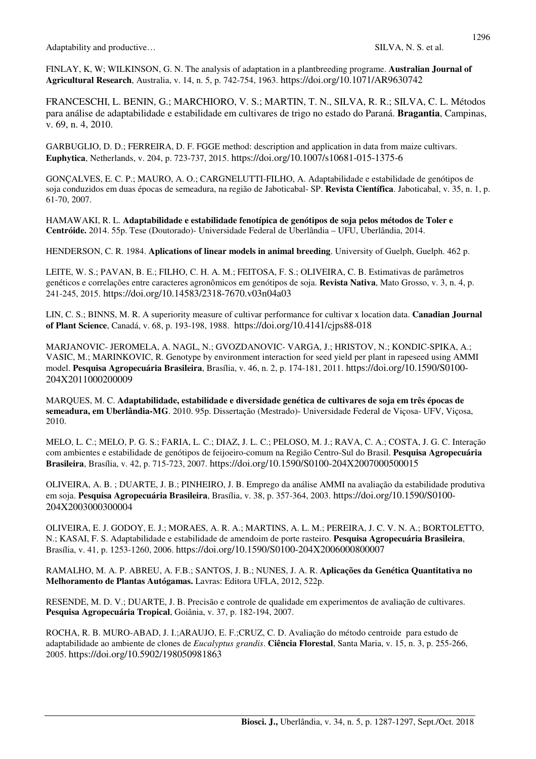FINLAY, K, W; WILKINSON, G. N. The analysis of adaptation in a plantbreeding programe. **Australian Journal of Agricultural Research**, Australia, v. 14, n. 5, p. 742-754, 1963. https://doi.org/10.1071/AR9630742

FRANCESCHI, L. BENIN, G.; MARCHIORO, V. S.; MARTIN, T. N., SILVA, R. R.; SILVA, C. L. Métodos para análise de adaptabilidade e estabilidade em cultivares de trigo no estado do Paraná. **Bragantia**, Campinas, v. 69, n. 4, 2010.

GARBUGLIO, D. D.; FERREIRA, D. F. FGGE method: description and application in data from maize cultivars. **Euphytica**, Netherlands, v. 204, p. 723-737, 2015. https://doi.org/10.1007/s10681-015-1375-6

GONÇALVES, E. C. P.; MAURO, A. O.; CARGNELUTTI-FILHO, A. Adaptabilidade e estabilidade de genótipos de soja conduzidos em duas épocas de semeadura, na região de Jaboticabal- SP. **Revista Científica**. Jaboticabal, v. 35, n. 1, p. 61-70, 2007.

HAMAWAKI, R. L. **Adaptabilidade e estabilidade fenotípica de genótipos de soja pelos métodos de Toler e Centróide.** 2014. 55p. Tese (Doutorado)- Universidade Federal de Uberlândia – UFU, Uberlândia, 2014.

HENDERSON, C. R. 1984. **Aplications of linear models in animal breeding**. University of Guelph, Guelph. 462 p.

LEITE, W. S.; PAVAN, B. E.; FILHO, C. H. A. M.; FEITOSA, F. S.; OLIVEIRA, C. B. Estimativas de parâmetros genéticos e correlações entre caracteres agronômicos em genótipos de soja. **Revista Nativa**, Mato Grosso, v. 3, n. 4, p. 241-245, 2015. https://doi.org/10.14583/2318-7670.v03n04a03

LIN, C. S.; BINNS, M. R. A superiority measure of cultivar performance for cultivar x location data. **Canadian Journal of Plant Science**, Canadá, v. 68, p. 193-198, 1988. https://doi.org/10.4141/cjps88-018

MARJANOVIC- JEROMELA, A. NAGL, N.; GVOZDANOVIC- VARGA, J.; HRISTOV, N.; KONDIC-SPIKA, A.; VASIC, M.; MARINKOVIC, R. Genotype by environment interaction for seed yield per plant in rapeseed using AMMI model. **Pesquisa Agropecuária Brasileira**, Brasília, v. 46, n. 2, p. 174-181, 2011. https://doi.org/10.1590/S0100-204X2011000200009

MARQUES, M. C. **Adaptabilidade, estabilidade e diversidade genética de cultivares de soja em três épocas de semeadura, em Uberlândia-MG**. 2010. 95p. Dissertação (Mestrado)- Universidade Federal de Viçosa- UFV, Viçosa, 2010.

MELO, L. C.; MELO, P. G. S.; FARIA, L. C.; DIAZ, J. L. C.; PELOSO, M. J.; RAVA, C. A.; COSTA, J. G. C. Interação com ambientes e estabilidade de genótipos de feijoeiro-comum na Região Centro-Sul do Brasil. **Pesquisa Agropecuária Brasileira**, Brasília, v. 42, p. 715-723, 2007. https://doi.org/10.1590/S0100-204X2007000500015

OLIVEIRA, A. B. ; DUARTE, J. B.; PINHEIRO, J. B. Emprego da análise AMMI na avaliação da estabilidade produtiva em soja. **Pesquisa Agropecuária Brasileira**, Brasília, v. 38, p. 357-364, 2003. https://doi.org/10.1590/S0100-204X2003000300004

OLIVEIRA, E. J. GODOY, E. J.; MORAES, A. R. A.; MARTINS, A. L. M.; PEREIRA, J. C. V. N. A.; BORTOLETTO, N.; KASAI, F. S. Adaptabilidade e estabilidade de amendoim de porte rasteiro. **Pesquisa Agropecuária Brasileira**, Brasília, v. 41, p. 1253-1260, 2006. https://doi.org/10.1590/S0100-204X2006000800007

RAMALHO, M. A. P. ABREU, A. F.B.; SANTOS, J. B.; NUNES, J. A. R. **Aplicações da Genética Quantitativa no Melhoramento de Plantas Autógamas.** Lavras: Editora UFLA, 2012, 522p.

RESENDE, M. D. V.; DUARTE, J. B. Precisão e controle de qualidade em experimentos de avaliação de cultivares. **Pesquisa Agropecuária Tropical**, Goiânia, v. 37, p. 182-194, 2007.

ROCHA, R. B. MURO-ABAD, J. I.;ARAUJO, E. F.;CRUZ, C. D. Avaliação do método centroide para estudo de adaptabilidade ao ambiente de clones de *Eucalyptus grandis*. **Ciência Florestal**, Santa Maria, v. 15, n. 3, p. 255-266, 2005. https://doi.org/10.5902/198050981863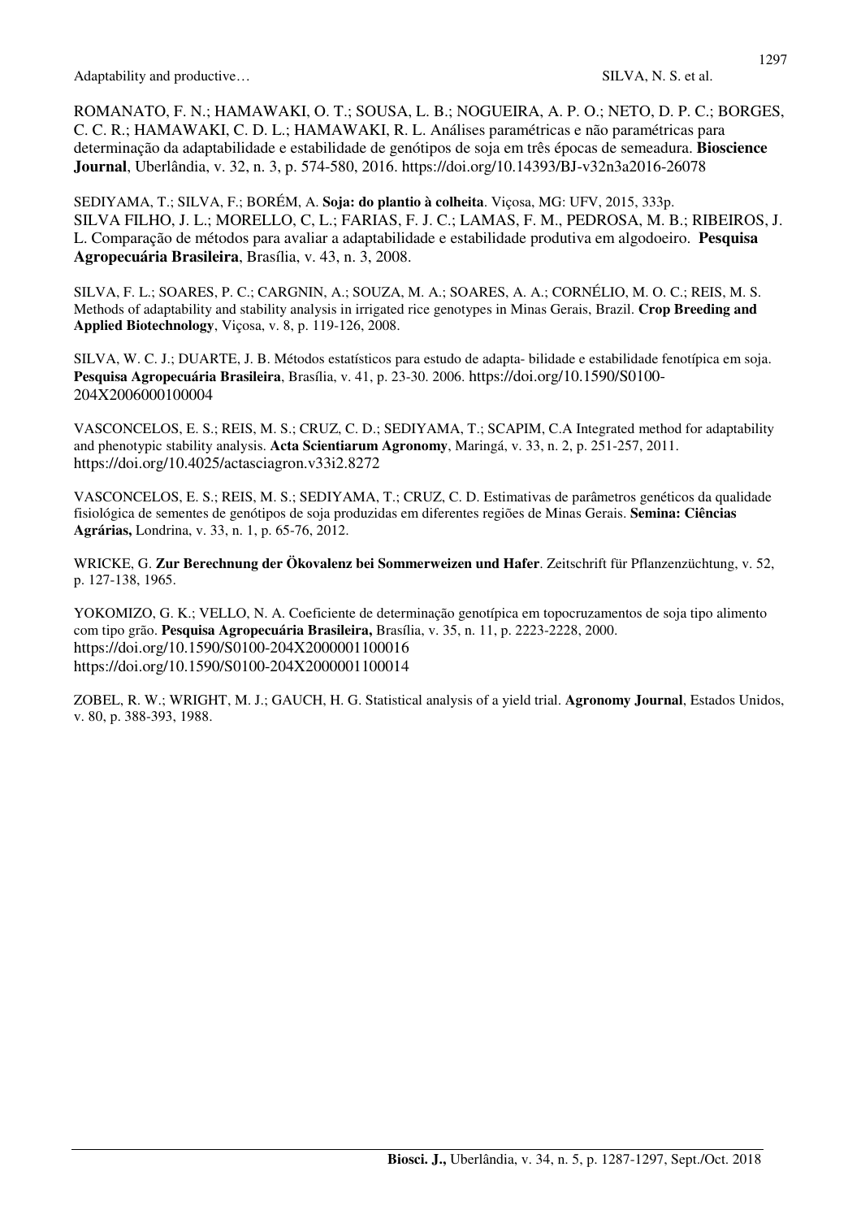ROMANATO, F. N.; HAMAWAKI, O. T.; SOUSA, L. B.; NOGUEIRA, A. P. O.; NETO, D. P. C.; BORGES, C. C. R.; HAMAWAKI, C. D. L.; HAMAWAKI, R. L. Análises paramétricas e não paramétricas para determinação da adaptabilidade e estabilidade de genótipos de soja em três épocas de semeadura. **Bioscience Journal**, Uberlândia, v. 32, n. 3, p. 574-580, 2016. https://doi.org/10.14393/BJ-v32n3a2016-26078

SEDIYAMA, T.; SILVA, F.; BORÉM, A. **Soja: do plantio à colheita**. Viçosa, MG: UFV, 2015, 333p.

SILVA FILHO, J. L.; MORELLO, C, L.; FARIAS, F. J. C.; LAMAS, F. M., PEDROSA, M. B.; RIBEIROS, J. L. Comparação de métodos para avaliar a adaptabilidade e estabilidade produtiva em algodoeiro. **Pesquisa Agropecuária Brasileira**, Brasília, v. 43, n. 3, 2008.

SILVA, F. L.; SOARES, P. C.; CARGNIN, A.; SOUZA, M. A.; SOARES, A. A.; CORNÉLIO, M. O. C.; REIS, M. S. Methods of adaptability and stability analysis in irrigated rice genotypes in Minas Gerais, Brazil. **Crop Breeding and Applied Biotechnology**, Viçosa, v. 8, p. 119-126, 2008.

SILVA, W. C. J.; DUARTE, J. B. Métodos estatísticos para estudo de adapta- bilidade e estabilidade fenotípica em soja. **Pesquisa Agropecuária Brasileira**, Brasília, v. 41, p. 23-30. 2006. https://doi.org/10.1590/S0100-204X2006000100004

VASCONCELOS, E. S.; REIS, M. S.; CRUZ, C. D.; SEDIYAMA, T.; SCAPIM, C.A Integrated method for adaptability and phenotypic stability analysis. **Acta Scientiarum Agronomy**, Maringá, v. 33, n. 2, p. 251-257, 2011. https://doi.org/10.4025/actasciagron.v33i2.8272

VASCONCELOS, E. S.; REIS, M. S.; SEDIYAMA, T.; CRUZ, C. D. Estimativas de parâmetros genéticos da qualidade fisiológica de sementes de genótipos de soja produzidas em diferentes regiões de Minas Gerais. **Semina: Ciências Agrárias,** Londrina, v. 33, n. 1, p. 65-76, 2012.

WRICKE, G. **Zur Berechnung der Ökovalenz bei Sommerweizen und Hafer**. Zeitschrift für Pflanzenzüchtung, v. 52, p. 127-138, 1965.

YOKOMIZO, G. K.; VELLO, N. A. Coeficiente de determinação genotípica em topocruzamentos de soja tipo alimento com tipo grão. **Pesquisa Agropecuária Brasileira,** Brasília, v. 35, n. 11, p. 2223-2228, 2000. https://doi.org/10.1590/S0100-204X2000001100016
https://doi.org/10.1590/S0100-204X2000001100014

ZOBEL, R. W.; WRIGHT, M. J.; GAUCH, H. G. Statistical analysis of a yield trial. **Agronomy Journal**, Estados Unidos, v. 80, p. 388-393, 1988.